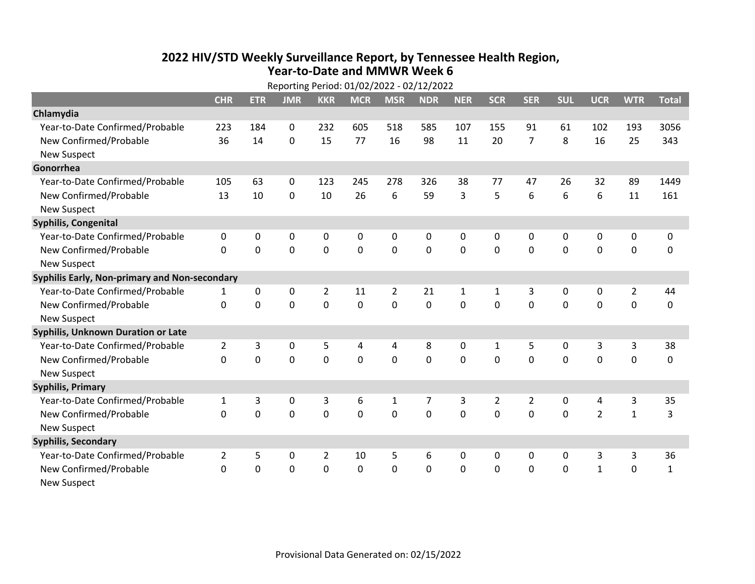# 2022 HIV/STD Weekly Surveillance Report, by Tennessee Health Region, Year-to-Date and MMWR Week 6

Reporting Period: 01/02/2022 - 02/12/2022

| | CHR | ETR | JMR | KKR | MCR | MSR | NDR | NER | SCR | SER | SUL | UCR | WTR | Total |
|---|---|---|---|---|---|---|---|---|---|---|---|---|---|---|
| **Chlamydia** | | | | | | | | | | | | | | |
| Year-to-Date Confirmed/Probable | 223 | 184 | 0 | 232 | 605 | 518 | 585 | 107 | 155 | 91 | 61 | 102 | 193 | 3056 |
| New Confirmed/Probable | 36 | 14 | 0 | 15 | 77 | 16 | 98 | 11 | 20 | 7 | 8 | 16 | 25 | 343 |
| New Suspect | | | | | | | | | | | | | | |
| **Gonorrhea** | | | | | | | | | | | | | | |
| Year-to-Date Confirmed/Probable | 105 | 63 | 0 | 123 | 245 | 278 | 326 | 38 | 77 | 47 | 26 | 32 | 89 | 1449 |
| New Confirmed/Probable | 13 | 10 | 0 | 10 | 26 | 6 | 59 | 3 | 5 | 6 | 6 | 6 | 11 | 161 |
| New Suspect | | | | | | | | | | | | | | |
| **Syphilis, Congenital** | | | | | | | | | | | | | | |
| Year-to-Date Confirmed/Probable | 0 | 0 | 0 | 0 | 0 | 0 | 0 | 0 | 0 | 0 | 0 | 0 | 0 | 0 |
| New Confirmed/Probable | 0 | 0 | 0 | 0 | 0 | 0 | 0 | 0 | 0 | 0 | 0 | 0 | 0 | 0 |
| New Suspect | | | | | | | | | | | | | | |
| **Syphilis Early, Non-primary and Non-secondary** | | | | | | | | | | | | | | |
| Year-to-Date Confirmed/Probable | 1 | 0 | 0 | 2 | 11 | 2 | 21 | 1 | 1 | 3 | 0 | 0 | 2 | 44 |
| New Confirmed/Probable | 0 | 0 | 0 | 0 | 0 | 0 | 0 | 0 | 0 | 0 | 0 | 0 | 0 | 0 |
| New Suspect | | | | | | | | | | | | | | |
| **Syphilis, Unknown Duration or Late** | | | | | | | | | | | | | | |
| Year-to-Date Confirmed/Probable | 2 | 3 | 0 | 5 | 4 | 4 | 8 | 0 | 1 | 5 | 0 | 3 | 3 | 38 |
| New Confirmed/Probable | 0 | 0 | 0 | 0 | 0 | 0 | 0 | 0 | 0 | 0 | 0 | 0 | 0 | 0 |
| New Suspect | | | | | | | | | | | | | | |
| **Syphilis, Primary** | | | | | | | | | | | | | | |
| Year-to-Date Confirmed/Probable | 1 | 3 | 0 | 3 | 6 | 1 | 7 | 3 | 2 | 2 | 0 | 4 | 3 | 35 |
| New Confirmed/Probable | 0 | 0 | 0 | 0 | 0 | 0 | 0 | 0 | 0 | 0 | 0 | 2 | 1 | 3 |
| New Suspect | | | | | | | | | | | | | | |
| **Syphilis, Secondary** | | | | | | | | | | | | | | |
| Year-to-Date Confirmed/Probable | 2 | 5 | 0 | 2 | 10 | 5 | 6 | 0 | 0 | 0 | 0 | 3 | 3 | 36 |
| New Confirmed/Probable | 0 | 0 | 0 | 0 | 0 | 0 | 0 | 0 | 0 | 0 | 0 | 1 | 0 | 1 |
| New Suspect | | | | | | | | | | | | | | |

Provisional Data Generated on: 02/15/2022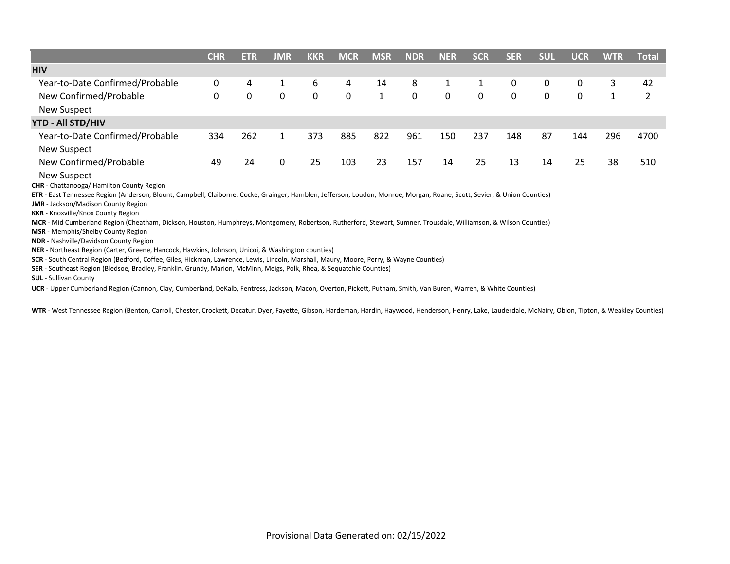| | CHR | ETR | JMR | KKR | MCR | MSR | NDR | NER | SCR | SER | SUL | UCR | WTR | Total |
|---|---|---|---|---|---|---|---|---|---|---|---|---|---|---|
| **HIV** | | | | | | | | | | | | | | |
| Year-to-Date Confirmed/Probable | 0 | 4 | 1 | 6 | 4 | 14 | 8 | 1 | 1 | 0 | 0 | 0 | 3 | 42 |
| New Confirmed/Probable | 0 | 0 | 0 | 0 | 0 | 1 | 0 | 0 | 0 | 0 | 0 | 0 | 1 | 2 |
| New Suspect | | | | | | | | | | | | | | |
| **YTD - All STD/HIV** | | | | | | | | | | | | | | |
| Year-to-Date Confirmed/Probable | 334 | 262 | 1 | 373 | 885 | 822 | 961 | 150 | 237 | 148 | 87 | 144 | 296 | 4700 |
| New Suspect | | | | | | | | | | | | | | |
| New Confirmed/Probable | 49 | 24 | 0 | 25 | 103 | 23 | 157 | 14 | 25 | 13 | 14 | 25 | 38 | 510 |
| New Suspect | | | | | | | | | | | | | | |

**CHR** - Chattanooga/ Hamilton County Region

**ETR** - East Tennessee Region (Anderson, Blount, Campbell, Claiborne, Cocke, Grainger, Hamblen, Jefferson, Loudon, Monroe, Morgan, Roane, Scott, Sevier, & Union Counties)

**JMR** - Jackson/Madison County Region

**KKR** - Knoxville/Knox County Region

**MCR** - Mid Cumberland Region (Cheatham, Dickson, Houston, Humphreys, Montgomery, Robertson, Rutherford, Stewart, Sumner, Trousdale, Williamson, & Wilson Counties)

**MSR** - Memphis/Shelby County Region

**NDR** - Nashville/Davidson County Region

**NER** - Northeast Region (Carter, Greene, Hancock, Hawkins, Johnson, Unicoi, & Washington counties)

**SCR** - South Central Region (Bedford, Coffee, Giles, Hickman, Lawrence, Lewis, Lincoln, Marshall, Maury, Moore, Perry, & Wayne Counties)

**SER** - Southeast Region (Bledsoe, Bradley, Franklin, Grundy, Marion, McMinn, Meigs, Polk, Rhea, & Sequatchie Counties)

**SUL** - Sullivan County

**UCR** - Upper Cumberland Region (Cannon, Clay, Cumberland, DeKalb, Fentress, Jackson, Macon, Overton, Pickett, Putnam, Smith, Van Buren, Warren, & White Counties)

**WTR** - West Tennessee Region (Benton, Carroll, Chester, Crockett, Decatur, Dyer, Fayette, Gibson, Hardeman, Hardin, Haywood, Henderson, Henry, Lake, Lauderdale, McNairy, Obion, Tipton, & Weakley Counties)

Provisional Data Generated on: 02/15/2022